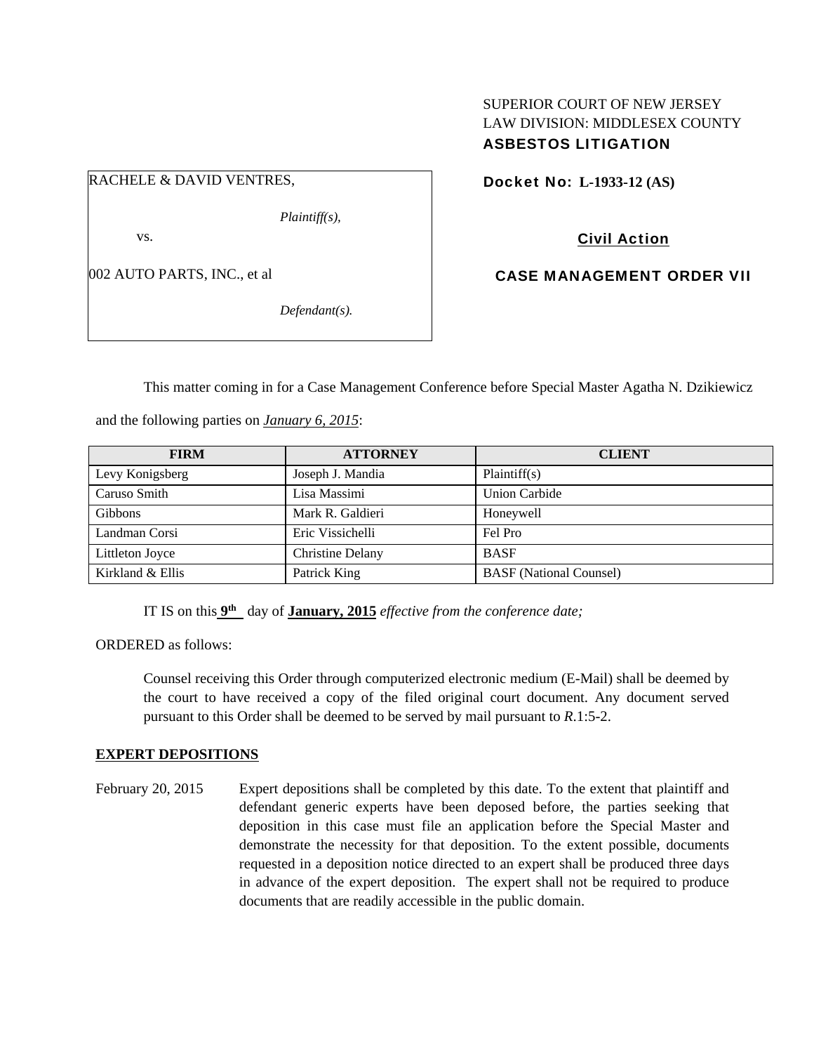SUPERIOR COURT OF NEW JERSEY
LAW DIVISION: MIDDLESEX COUNTY
**ASBESTOS LITIGATION**

RACHELE & DAVID VENTRES,

*Plaintiff(s),*

vs.

002 AUTO PARTS, INC., et al

*Defendant(s).*

**Docket No: L-1933-12 (AS)**

**Civil Action**

**CASE MANAGEMENT ORDER VII**

This matter coming in for a Case Management Conference before Special Master Agatha N. Dzikiewicz and the following parties on *January 6, 2015*:

| FIRM | ATTORNEY | CLIENT |
|---|---|---|
| Levy Konigsberg | Joseph J. Mandia | Plaintiff(s) |
| Caruso Smith | Lisa Massimi | Union Carbide |
| Gibbons | Mark R. Galdieri | Honeywell |
| Landman Corsi | Eric Vissichelli | Fel Pro |
| Littleton Joyce | Christine Delany | BASF |
| Kirkland & Ellis | Patrick King | BASF (National Counsel) |

IT IS on this **9th** day of **January, 2015** *effective from the conference date;*

ORDERED as follows:

Counsel receiving this Order through computerized electronic medium (E-Mail) shall be deemed by the court to have received a copy of the filed original court document. Any document served pursuant to this Order shall be deemed to be served by mail pursuant to *R*.1:5-2.

**EXPERT DEPOSITIONS**

February 20, 2015 — Expert depositions shall be completed by this date. To the extent that plaintiff and defendant generic experts have been deposed before, the parties seeking that deposition in this case must file an application before the Special Master and demonstrate the necessity for that deposition. To the extent possible, documents requested in a deposition notice directed to an expert shall be produced three days in advance of the expert deposition. The expert shall not be required to produce documents that are readily accessible in the public domain.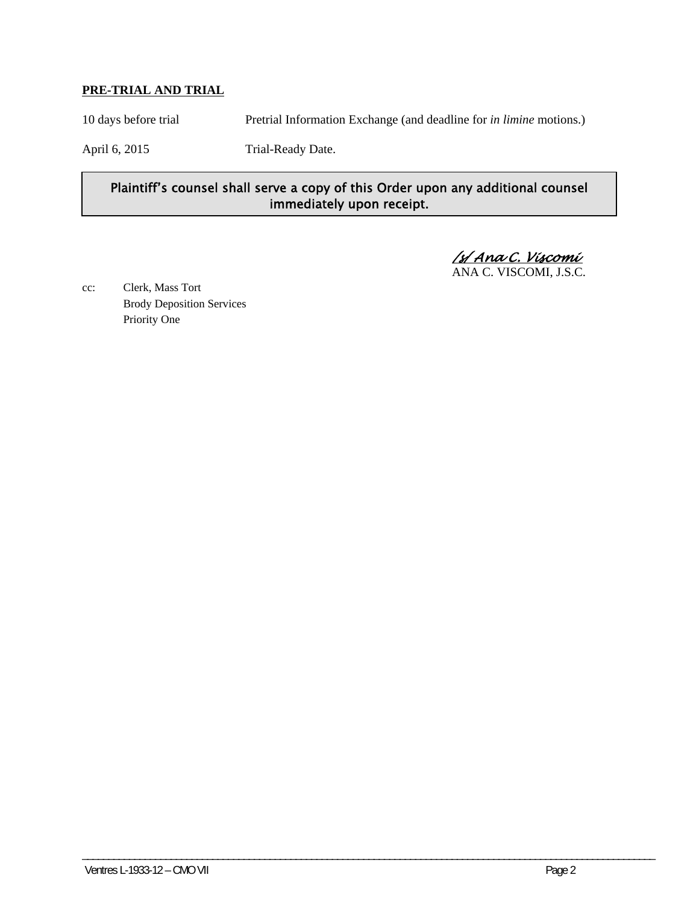**PRE-TRIAL AND TRIAL**

| | |
|---|---|
| 10 days before trial | Pretrial Information Exchange (and deadline for *in limine* motions.) |
| April 6, 2015 | Trial-Ready Date. |

**Plaintiff's counsel shall serve a copy of this Order upon any additional counsel immediately upon receipt.**

/s/ Ana C. Viscomi
ANA C. VISCOMI, J.S.C.

cc: Clerk, Mass Tort
Brody Deposition Services
Priority One